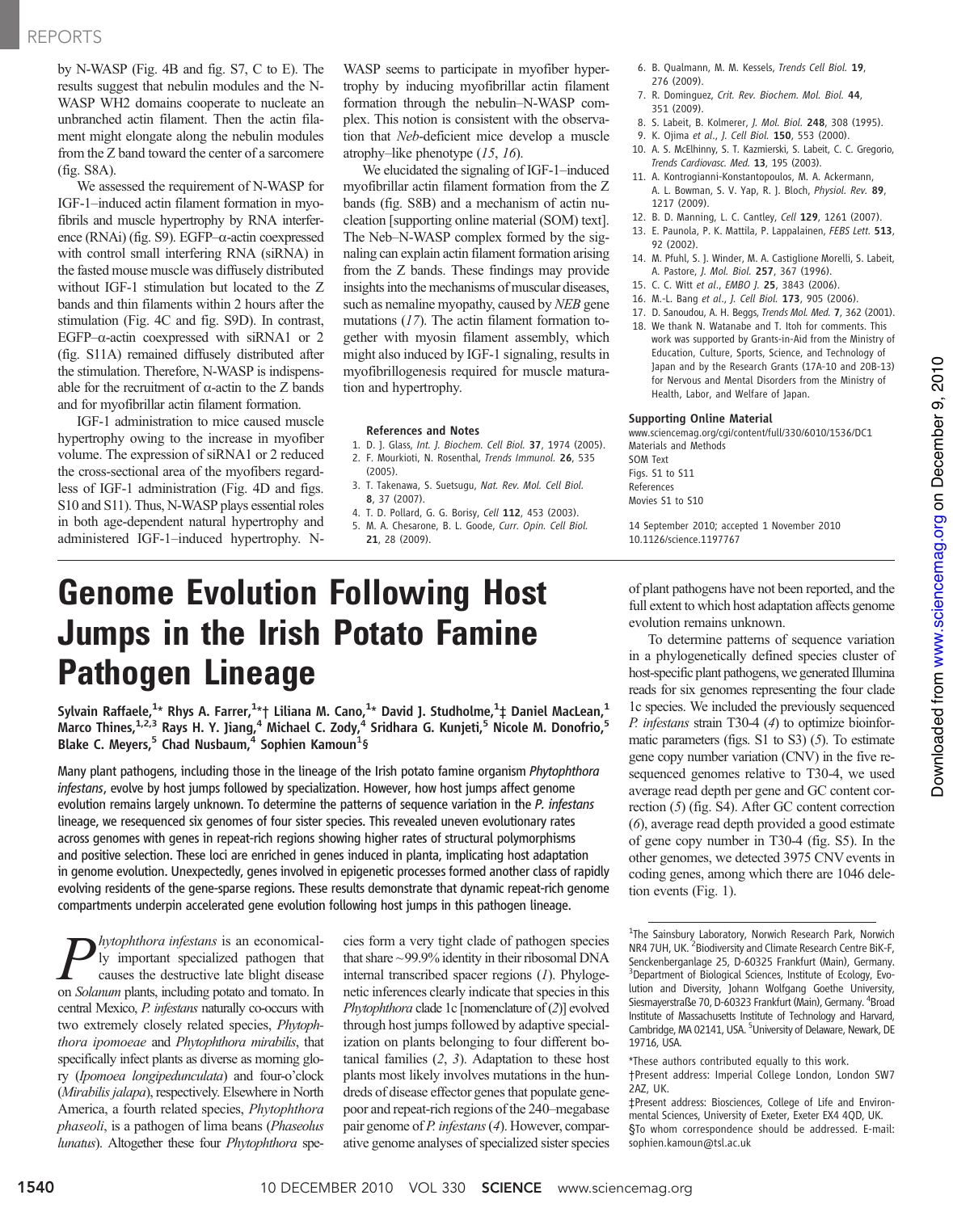by N-WASP (Fig. 4B and fig. S7, C to E). The results suggest that nebulin modules and the N-WASP WH2 domains cooperate to nucleate an unbranched actin filament. Then the actin filament might elongate along the nebulin modules from the Z band toward the center of a sarcomere (fig. S8A).

We assessed the requirement of N-WASP for IGF-1–induced actin filament formation in myofibrils and muscle hypertrophy by RNA interference (RNAi) (fig. S9). EGFP–α-actin coexpressed with control small interfering RNA (siRNA) in the fasted mouse muscle was diffusely distributed without IGF-1 stimulation but located to the Z bands and thin filaments within 2 hours after the stimulation (Fig. 4C and fig. S9D). In contrast, EGFP–α-actin coexpressed with siRNA1 or 2 (fig. S11A) remained diffusely distributed after the stimulation. Therefore, N-WASP is indispensable for the recruitment of α-actin to the Z bands and for myofibrillar actin filament formation.

IGF-1 administration to mice caused muscle hypertrophy owing to the increase in myofiber volume. The expression of siRNA1 or 2 reduced the cross-sectional area of the myofibers regardless of IGF-1 administration (Fig. 4D and figs. S10 and S11). Thus, N-WASP plays essential roles in both age-dependent natural hypertrophy and administered IGF-1–induced hypertrophy. N-WASP seems to participate in myofiber hypertrophy by inducing myofibrillar actin filament formation through the nebulin–N-WASP complex. This notion is consistent with the observation that *Neb*-deficient mice develop a muscle atrophy–like phenotype (*15*, *16*).

We elucidated the signaling of IGF-1–induced myofibrillar actin filament formation from the Z bands (fig. S8B) and a mechanism of actin nucleation [supporting online material (SOM) text]. The Neb–N-WASP complex formed by the signaling can explain actin filament formation arising from the Z bands. These findings may provide insights into the mechanisms of muscular diseases, such as nemaline myopathy, caused by *NEB* gene mutations (*17*). The actin filament formation together with myosin filament assembly, which might also induced by IGF-1 signaling, results in myofibrillogenesis required for muscle maturation and hypertrophy.

**References and Notes**

1. D. J. Glass, *Int. J. Biochem. Cell Biol.* **37**, 1974 (2005).
2. F. Mourkioti, N. Rosenthal, *Trends Immunol.* **26**, 535 (2005).
3. T. Takenawa, S. Suetsugu, *Nat. Rev. Mol. Cell Biol.* **8**, 37 (2007).
4. T. D. Pollard, G. G. Borisy, *Cell* **112**, 453 (2003).
5. M. A. Chesarone, B. L. Goode, *Curr. Opin. Cell Biol.* **21**, 28 (2009).
6. B. Qualmann, M. M. Kessels, *Trends Cell Biol.* **19**, 276 (2009).
7. R. Dominguez, *Crit. Rev. Biochem. Mol. Biol.* **44**, 351 (2009).
8. S. Labeit, B. Kolmerer, *J. Mol. Biol.* **248**, 308 (1995).
9. K. Ojima *et al.*, *J. Cell Biol.* **150**, 553 (2000).
10. A. S. McElhinny, S. T. Kazmierski, S. Labeit, C. C. Gregorio, *Trends Cardiovasc. Med.* **13**, 195 (2003).
11. A. Kontrogianni-Konstantopoulos, M. A. Ackermann, A. L. Bowman, S. V. Yap, R. J. Bloch, *Physiol. Rev.* **89**, 1217 (2009).
12. B. D. Manning, L. C. Cantley, *Cell* **129**, 1261 (2007).
13. E. Paunola, P. K. Mattila, P. Lappalainen, *FEBS Lett.* **513**, 92 (2002).
14. M. Pfuhl, S. J. Winder, M. A. Castiglione Morelli, S. Labeit, A. Pastore, *J. Mol. Biol.* **257**, 367 (1996).
15. C. C. Witt *et al.*, *EMBO J.* **25**, 3843 (2006).
16. M.-L. Bang *et al.*, *J. Cell Biol.* **173**, 905 (2006).
17. D. Sanoudou, A. H. Beggs, *Trends Mol. Med.* **7**, 362 (2001).
18. We thank N. Watanabe and T. Itoh for comments. This work was supported by Grants-in-Aid from the Ministry of Education, Culture, Sports, Science, and Technology of Japan and by the Research Grants (17A-10 and 20B-13) for Nervous and Mental Disorders from the Ministry of Health, Labor, and Welfare of Japan.

**Supporting Online Material**

www.sciencemag.org/cgi/content/full/330/6010/1536/DC1
Materials and Methods
SOM Text
Figs. S1 to S11
References
Movies S1 to S10

14 September 2010; accepted 1 November 2010
10.1126/science.1197767

# Genome Evolution Following Host Jumps in the Irish Potato Famine Pathogen Lineage

**Sylvain Raffaele,[1]* Rhys A. Farrer,[1]*† Liliana M. Cano,[1]* David J. Studholme,[1]‡ Daniel MacLean,[1] Marco Thines,[1,2,3] Rays H. Y. Jiang,[4] Michael C. Zody,[4] Sridhara G. Kunjeti,[5] Nicole M. Donofrio,[5] Blake C. Meyers,[5] Chad Nusbaum,[4] Sophien Kamoun[1]§**

Many plant pathogens, including those in the lineage of the Irish potato famine organism *Phytophthora infestans*, evolve by host jumps followed by specialization. However, how host jumps affect genome evolution remains largely unknown. To determine the patterns of sequence variation in the *P. infestans* lineage, we resequenced six genomes of four sister species. This revealed uneven evolutionary rates across genomes with genes in repeat-rich regions showing higher rates of structural polymorphisms and positive selection. These loci are enriched in genes induced in planta, implicating host adaptation in genome evolution. Unexpectedly, genes involved in epigenetic processes formed another class of rapidly evolving residents of the gene-sparse regions. These results demonstrate that dynamic repeat-rich genome compartments underpin accelerated gene evolution following host jumps in this pathogen lineage.

*Phytophthora infestans* is an economically important specialized pathogen that causes the destructive late blight disease on *Solanum* plants, including potato and tomato. In central Mexico, *P. infestans* naturally co-occurs with two extremely closely related species, *Phytophthora ipomoeae* and *Phytophthora mirabilis*, that specifically infect plants as diverse as morning glory (*Ipomoea longipedunculata*) and four-o'clock (*Mirabilis jalapa*), respectively. Elsewhere in North America, a fourth related species, *Phytophthora phaseoli*, is a pathogen of lima beans (*Phaseolus lunatus*). Altogether these four *Phytophthora* species form a very tight clade of pathogen species that share ~99.9% identity in their ribosomal DNA internal transcribed spacer regions (*1*). Phylogenetic inferences clearly indicate that species in this *Phytophthora* clade 1c [nomenclature of (*2*)] evolved through host jumps followed by adaptive specialization on plants belonging to four different botanical families (*2*, *3*). Adaptation to these host plants most likely involves mutations in the hundreds of disease effector genes that populate gene-poor and repeat-rich regions of the 240–megabase pair genome of *P. infestans* (*4*). However, comparative genome analyses of specialized sister species of plant pathogens have not been reported, and the full extent to which host adaptation affects genome evolution remains unknown.

To determine patterns of sequence variation in a phylogenetically defined species cluster of host-specific plant pathogens, we generated Illumina reads for six genomes representing the four clade 1c species. We included the previously sequenced *P. infestans* strain T30-4 (*4*) to optimize bioinformatic parameters (figs. S1 to S3) (*5*). To estimate gene copy number variation (CNV) in the five resequenced genomes relative to T30-4, we used average read depth per gene and GC content correction (*5*) (fig. S4). After GC content correction (*6*), average read depth provided a good estimate of gene copy number in T30-4 (fig. S5). In the other genomes, we detected 3975 CNV events in coding genes, among which there are 1046 deletion events (Fig. 1).

[1]The Sainsbury Laboratory, Norwich Research Park, Norwich NR4 7UH, UK. [2]Biodiversity and Climate Research Centre BiK-F, Senckenberganlage 25, D-60325 Frankfurt (Main), Germany. [3]Department of Biological Sciences, Institute of Ecology, Evolution and Diversity, Johann Wolfgang Goethe University, Siesmayerstraße 70, D-60323 Frankfurt (Main), Germany. [4]Broad Institute of Massachusetts Institute of Technology and Harvard, Cambridge, MA 02141, USA. [5]University of Delaware, Newark, DE 19716, USA.

*These authors contributed equally to this work.
†Present address: Imperial College London, London SW7 2AZ, UK.
‡Present address: Biosciences, College of Life and Environmental Sciences, University of Exeter, Exeter EX4 4QD, UK.
§To whom correspondence should be addressed. E-mail: sophien.kamoun@tsl.ac.uk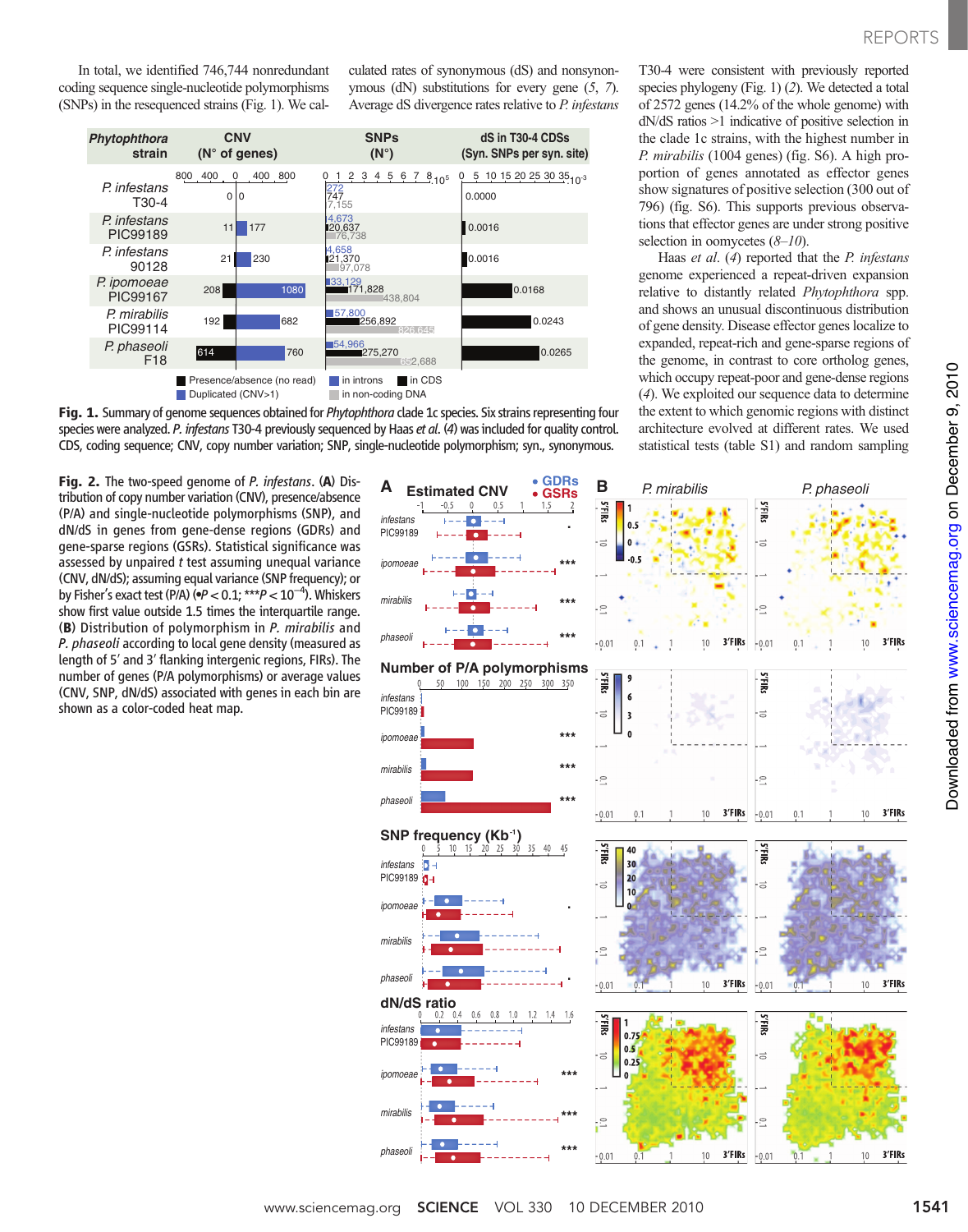In total, we identified 746,744 nonredundant coding sequence single-nucleotide polymorphisms (SNPs) in the resequenced strains (Fig. 1). We calculated rates of synonymous (dS) and nonsynonymous (dN) substitutions for every gene (5, 7). Average dS divergence rates relative to *P. infestans* T30-4 were consistent with previously reported species phylogeny (Fig. 1) (2). We detected a total of 2572 genes (14.2% of the whole genome) with dN/dS ratios >1 indicative of positive selection in the clade 1c strains, with the highest number in *P. mirabilis* (1004 genes) (fig. S6). A high proportion of genes annotated as effector genes show signatures of positive selection (300 out of 796) (fig. S6). This supports previous observations that effector genes are under strong positive selection in oomycetes (8–10).

Haas *et al.* (4) reported that the *P. infestans* genome experienced a repeat-driven expansion relative to distantly related *Phytophthora* spp. and shows an unusual discontinuous distribution of gene density. Disease effector genes localize to expanded, repeat-rich and gene-sparse regions of the genome, in contrast to core ortholog genes, which occupy repeat-poor and gene-dense regions (4). We exploited our sequence data to determine the extent to which genomic regions with distinct architecture evolved at different rates. We used statistical tests (table S1) and random sampling

| *Phytophthora* strain | CNV (N° of genes) Presence/absence (no read) | CNV Duplicated (CNV>1) | SNPs (N°) in introns | SNPs in CDS | SNPs in non-coding DNA | dS in T30-4 CDSs (Syn. SNPs per syn. site) |
|---|---|---|---|---|---|---|
| *P. infestans* T30-4 | 0 | 0 | 272 | 747 | 7,155 | 0.0000 |
| *P. infestans* PIC99189 | 11 | 177 | 4,673 | 20,637 | 76,738 | 0.0016 |
| *P. infestans* 90128 | 21 | 230 | 4,658 | 21,370 | 97,078 | 0.0016 |
| *P. ipomoeae* PIC99167 | 208 | 1080 | 33,129 | 171,828 | 438,804 | 0.0168 |
| *P. mirabilis* PIC99114 | 192 | 682 | 57,800 | 256,892 | 826,645 | 0.0243 |
| *P. phaseoli* F18 | 614 | 760 | 54,966 | 275,270 | 652,688 | 0.0265 |

**Fig. 1.** Summary of genome sequences obtained for *Phytophthora* clade 1c species. Six strains representing four species were analyzed. *P. infestans* T30-4 previously sequenced by Haas *et al.* (4) was included for quality control. CDS, coding sequence; CNV, copy number variation; SNP, single-nucleotide polymorphism; syn., synonymous.

**Fig. 2.** The two-speed genome of *P. infestans*. (**A**) Distribution of copy number variation (CNV), presence/absence (P/A) and single-nucleotide polymorphisms (SNP), and dN/dS in genes from gene-dense regions (GDRs) and gene-sparse regions (GSRs). Statistical significance was assessed by unpaired *t* test assuming unequal variance (CNV, dN/dS); assuming equal variance (SNP frequency); or by Fisher's exact test (P/A) (•$P < 0.1$; ***$P < 10^{-4}$). Whiskers show first value outside 1.5 times the interquartile range. (**B**) Distribution of polymorphism in *P. mirabilis* and *P. phaseoli* according to local gene density (measured as length of 5′ and 3′ flanking intergenic regions, FIRs). The number of genes (P/A polymorphisms) or average values (CNV, SNP, dN/dS) associated with genes in each bin are shown as a color-coded heat map.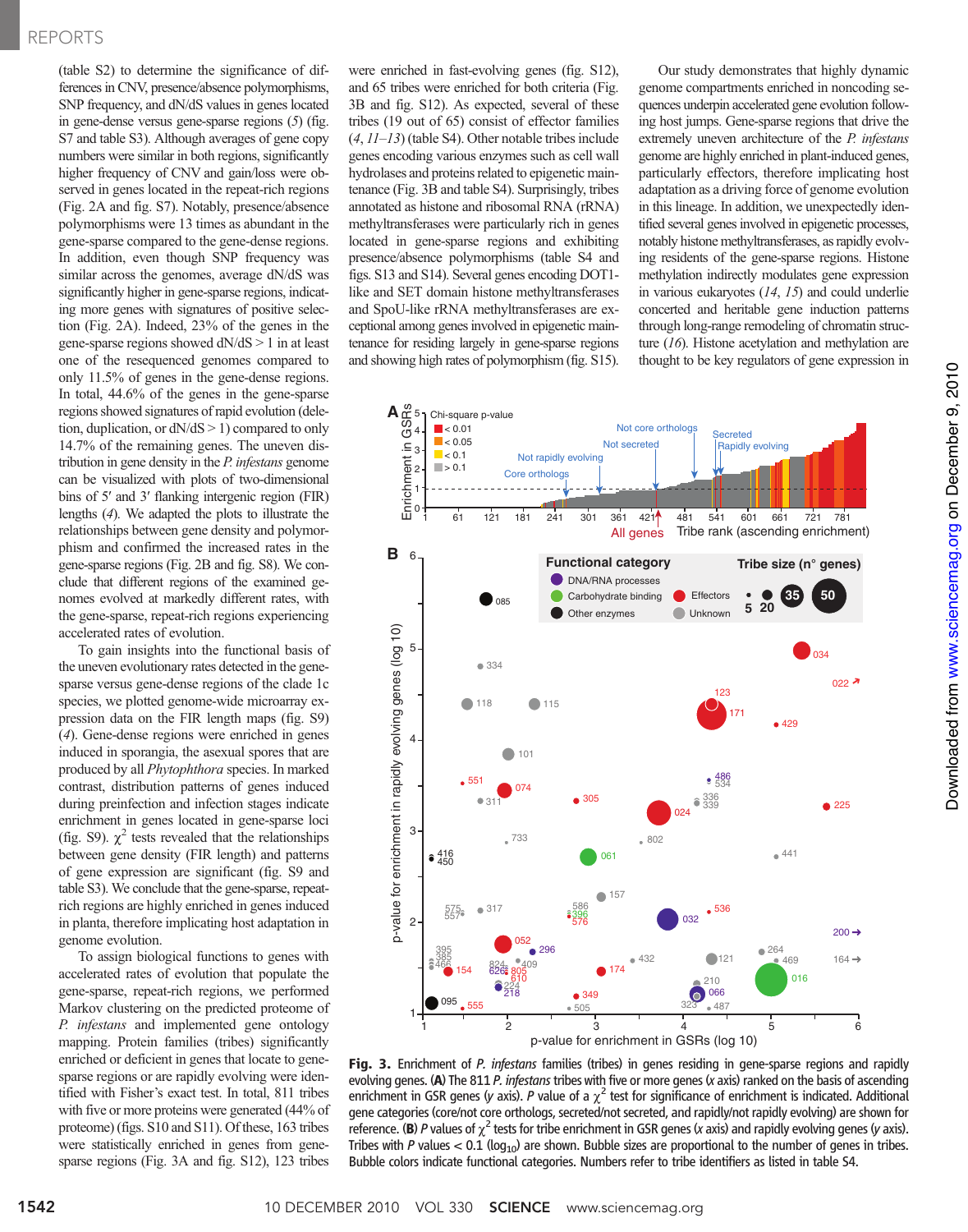(table S2) to determine the significance of differences in CNV, presence/absence polymorphisms, SNP frequency, and dN/dS values in genes located in gene-dense versus gene-sparse regions (5) (fig. S7 and table S3). Although averages of gene copy numbers were similar in both regions, significantly higher frequency of CNV and gain/loss were observed in genes located in the repeat-rich regions (Fig. 2A and fig. S7). Notably, presence/absence polymorphisms were 13 times as abundant in the gene-sparse compared to the gene-dense regions. In addition, even though SNP frequency was similar across the genomes, average dN/dS was significantly higher in gene-sparse regions, indicating more genes with signatures of positive selection (Fig. 2A). Indeed, 23% of the genes in the gene-sparse regions showed dN/dS > 1 in at least one of the resequenced genomes compared to only 11.5% of genes in the gene-dense regions. In total, 44.6% of the genes in the gene-sparse regions showed signatures of rapid evolution (deletion, duplication, or dN/dS > 1) compared to only 14.7% of the remaining genes. The uneven distribution in gene density in the *P. infestans* genome can be visualized with plots of two-dimensional bins of 5′ and 3′ flanking intergenic region (FIR) lengths (4). We adapted the plots to illustrate the relationships between gene density and polymorphism and confirmed the increased rates in the gene-sparse regions (Fig. 2B and fig. S8). We conclude that different regions of the examined genomes evolved at markedly different rates, with the gene-sparse, repeat-rich regions experiencing accelerated rates of evolution.

To gain insights into the functional basis of the uneven evolutionary rates detected in the gene-sparse versus gene-dense regions of the clade 1c species, we plotted genome-wide microarray expression data on the FIR length maps (fig. S9) (4). Gene-dense regions were enriched in genes induced in sporangia, the asexual spores that are produced by all *Phytophthora* species. In marked contrast, distribution patterns of genes induced during preinfection and infection stages indicate enrichment in genes located in gene-sparse loci (fig. S9). $\chi^2$ tests revealed that the relationships between gene density (FIR length) and patterns of gene expression are significant (fig. S9 and table S3). We conclude that the gene-sparse, repeat-rich regions are highly enriched in genes induced in planta, therefore implicating host adaptation in genome evolution.

To assign biological functions to genes with accelerated rates of evolution that populate the gene-sparse, repeat-rich regions, we performed Markov clustering on the predicted proteome of *P. infestans* and implemented gene ontology mapping. Protein families (tribes) significantly enriched or deficient in genes that locate to gene-sparse regions or are rapidly evolving were identified with Fisher's exact test. In total, 811 tribes with five or more proteins were generated (44% of proteome) (figs. S10 and S11). Of these, 163 tribes were statistically enriched in genes from gene-sparse regions (Fig. 3A and fig. S12), 123 tribes were enriched in fast-evolving genes (fig. S12), and 65 tribes were enriched for both criteria (Fig. 3B and fig. S12). As expected, several of these tribes (19 out of 65) consist of effector families (4, 11–13) (table S4). Other notable tribes include genes encoding various enzymes such as cell wall hydrolases and proteins related to epigenetic maintenance (Fig. 3B and table S4). Surprisingly, tribes annotated as histone and ribosomal RNA (rRNA) methyltransferases were particularly rich in genes located in gene-sparse regions and exhibiting presence/absence polymorphisms (table S4 and figs. S13 and S14). Several genes encoding DOT1-like and SET domain histone methyltransferases and SpoU-like rRNA methyltransferases are exceptional among genes involved in epigenetic maintenance for residing largely in gene-sparse regions and showing high rates of polymorphism (fig. S15).

Our study demonstrates that highly dynamic genome compartments enriched in noncoding sequences underpin accelerated gene evolution following host jumps. Gene-sparse regions that drive the extremely uneven architecture of the *P. infestans* genome are highly enriched in plant-induced genes, particularly effectors, therefore implicating host adaptation as a driving force of genome evolution in this lineage. In addition, we unexpectedly identified several genes involved in epigenetic processes, notably histone methyltransferases, as rapidly evolving residents of the gene-sparse regions. Histone methylation indirectly modulates gene expression in various eukaryotes (14, 15) and could underlie concerted and heritable gene induction patterns through long-range remodeling of chromatin structure (16). Histone acetylation and methylation are thought to be key regulators of gene expression in

**Fig. 3.** Enrichment of *P. infestans* families (tribes) in genes residing in gene-sparse regions and rapidly evolving genes. (**A**) The 811 *P. infestans* tribes with five or more genes (*x* axis) ranked on the basis of ascending enrichment in GSR genes (*y* axis). *P* value of a $\chi^2$ test for significance of enrichment is indicated. Additional gene categories (core/not core orthologs, secreted/not secreted, and rapidly/not rapidly evolving) are shown for reference. (**B**) *P* values of $\chi^2$ tests for tribe enrichment in GSR genes (*x* axis) and rapidly evolving genes (*y* axis). Tribes with *P* values < 0.1 ($\log_{10}$) are shown. Bubble sizes are proportional to the number of genes in tribes. Bubble colors indicate functional categories. Numbers refer to tribe identifiers as listed in table S4.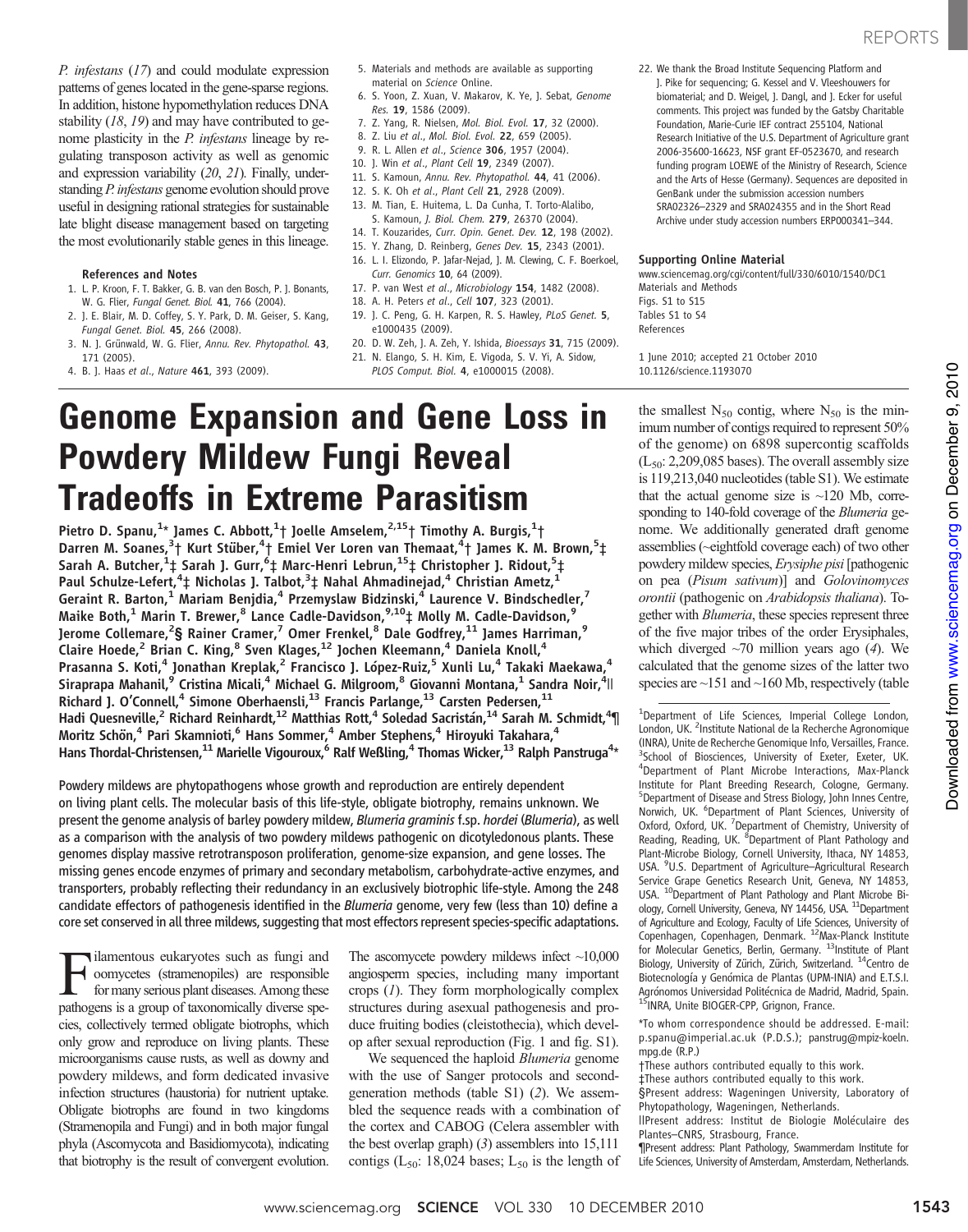*P. infestans* (17) and could modulate expression patterns of genes located in the gene-sparse regions. In addition, histone hypomethylation reduces DNA stability (18, 19) and may have contributed to genome plasticity in the *P. infestans* lineage by regulating transposon activity as well as genomic and expression variability (20, 21). Finally, understanding *P. infestans* genome evolution should prove useful in designing rational strategies for sustainable late blight disease management based on targeting the most evolutionarily stable genes in this lineage.

### References and Notes

1. L. P. Kroon, F. T. Bakker, G. B. van den Bosch, P. J. Bonants, W. G. Flier, *Fungal Genet. Biol.* **41**, 766 (2004).
2. J. E. Blair, M. D. Coffey, S. Y. Park, D. M. Geiser, S. Kang, *Fungal Genet. Biol.* **45**, 266 (2008).
3. N. J. Grünwald, W. G. Flier, *Annu. Rev. Phytopathol.* **43**, 171 (2005).
4. B. J. Haas *et al.*, *Nature* **461**, 393 (2009).
5. Materials and methods are available as supporting material on *Science* Online.
6. S. Yoon, Z. Xuan, V. Makarov, K. Ye, J. Sebat, *Genome Res.* **19**, 1586 (2009).
7. Z. Yang, R. Nielsen, *Mol. Biol. Evol.* **17**, 32 (2000).
8. Z. Liu *et al.*, *Mol. Biol. Evol.* **22**, 659 (2005).
9. R. L. Allen *et al.*, *Science* **306**, 1957 (2004).
10. J. Win *et al.*, *Plant Cell* **19**, 2349 (2007).
11. S. Kamoun, *Annu. Rev. Phytopathol.* **44**, 41 (2006).
12. S. K. Oh *et al.*, *Plant Cell* **21**, 2928 (2009).
13. M. Tian, E. Huitema, L. Da Cunha, T. Torto-Alalibo, S. Kamoun, *J. Biol. Chem.* **279**, 26370 (2004).
14. T. Kouzarides, *Curr. Opin. Genet. Dev.* **12**, 198 (2002).
15. Y. Zhang, D. Reinberg, *Genes Dev.* **15**, 2343 (2001).
16. L. I. Elizondo, P. Jafar-Nejad, J. M. Clewing, C. F. Boerkoel, *Curr. Genomics* **10**, 64 (2009).
17. P. van West *et al.*, *Microbiology* **154**, 1482 (2008).
18. A. H. Peters *et al.*, *Cell* **107**, 323 (2001).
19. J. C. Peng, G. H. Karpen, R. S. Hawley, *PLoS Genet.* **5**, e1000435 (2009).
20. D. W. Zeh, J. A. Zeh, Y. Ishida, *Bioessays* **31**, 715 (2009).
21. N. Elango, S. H. Kim, E. Vigoda, S. V. Yi, A. Sidow, *PLOS Comput. Biol.* **4**, e1000015 (2008).
22. We thank the Broad Institute Sequencing Platform and J. Pike for sequencing; G. Kessel and V. Vleeshouwers for biomaterial; and D. Weigel, J. Dangl, and J. Ecker for useful comments. This project was funded by the Gatsby Charitable Foundation, Marie-Curie IEF contract 255104, National Research Initiative of the U.S. Department of Agriculture grant 2006-35600-16623, NSF grant EF-0523670, and research funding program LOEWE of the Ministry of Research, Science and the Arts of Hesse (Germany). Sequences are deposited in GenBank under the submission accession numbers SRA02326–2329 and SRA024355 and in the Short Read Archive under study accession numbers ERP000341–344.

### Supporting Online Material

www.sciencemag.org/cgi/content/full/330/6010/1540/DC1
Materials and Methods
Figs. S1 to S15
Tables S1 to S4
References

1 June 2010; accepted 21 October 2010
10.1126/science.1193070

# Genome Expansion and Gene Loss in Powdery Mildew Fungi Reveal Tradeoffs in Extreme Parasitism

Pietro D. Spanu,[1*] James C. Abbott,[1†] Joelle Amselem,[2,15†] Timothy A. Burgis,[1†] Darren M. Soanes,[3†] Kurt Stüber,[4†] Emiel Ver Loren van Themaat,[4†] James K. M. Brown,[5‡] Sarah A. Butcher,[1‡] Sarah J. Gurr,[6‡] Marc-Henri Lebrun,[15‡] Christopher J. Ridout,[5‡] Paul Schulze-Lefert,[4‡] Nicholas J. Talbot,[3‡] Nahal Ahmadinejad,[4] Christian Ametz,[1] Geraint R. Barton,[1] Mariam Benjdia,[4] Przemyslaw Bidzinski,[4] Laurence V. Bindschedler,[7] Maike Both,[1] Marin T. Brewer,[8] Lance Cadle-Davidson,[9,10‡] Molly M. Cadle-Davidson,[9] Jerome Collemare,[2§] Rainer Cramer,[7] Omer Frenkel,[8] Dale Godfrey,[11] James Harriman,[9] Claire Hoede,[2] Brian C. King,[8] Sven Klages,[12] Jochen Kleemann,[4] Daniela Knoll,[4] Prasanna S. Koti,[4] Jonathan Kreplak,[2] Francisco J. López-Ruiz,[5] Xunli Lu,[4] Takaki Maekawa,[4] Siraprapa Mahanil,[9] Cristina Micali,[4] Michael G. Milgroom,[8] Giovanni Montana,[1] Sandra Noir,[4||] Richard J. O'Connell,[4] Simone Oberhaensli,[13] Francis Parlange,[13] Carsten Pedersen,[11] Hadi Quesneville,[2] Richard Reinhardt,[12] Matthias Rott,[4] Soledad Sacristán,[14] Sarah M. Schmidt,[4¶] Moritz Schön,[4] Pari Skamnioti,[6] Hans Sommer,[4] Amber Stephens,[4] Hiroyuki Takahara,[4] Hans Thordal-Christensen,[11] Marielle Vigouroux,[6] Ralf Weßling,[4] Thomas Wicker,[13] Ralph Panstruga[4*]

Powdery mildews are phytopathogens whose growth and reproduction are entirely dependent on living plant cells. The molecular basis of this life-style, obligate biotrophy, remains unknown. We present the genome analysis of barley powdery mildew, *Blumeria graminis* f.sp. *hordei* (*Blumeria*), as well as a comparison with the analysis of two powdery mildews pathogenic on dicotyledonous plants. These genomes display massive retrotransposon proliferation, genome-size expansion, and gene losses. The missing genes encode enzymes of primary and secondary metabolism, carbohydrate-active enzymes, and transporters, probably reflecting their redundancy in an exclusively biotrophic life-style. Among the 248 candidate effectors of pathogenesis identified in the *Blumeria* genome, very few (less than 10) define a core set conserved in all three mildews, suggesting that most effectors represent species-specific adaptations.

Filamentous eukaryotes such as fungi and oomycetes (stramenopiles) are responsible for many serious plant diseases. Among these pathogens is a group of taxonomically diverse species, collectively termed obligate biotrophs, which only grow and reproduce on living plants. These microorganisms cause rusts, as well as downy and powdery mildews, and form dedicated invasive infection structures (haustoria) for nutrient uptake. Obligate biotrophs are found in two kingdoms (Stramenopila and Fungi) and in both major fungal phyla (Ascomycota and Basidiomycota), indicating that biotrophy is the result of convergent evolution.

The ascomycete powdery mildews infect ~10,000 angiosperm species, including many important crops (1). They form morphologically complex structures during asexual pathogenesis and produce fruiting bodies (cleistothecia), which develop after sexual reproduction (Fig. 1 and fig. S1).

We sequenced the haploid *Blumeria* genome with the use of Sanger protocols and second-generation methods (table S1) (2). We assembled the sequence reads with a combination of the cortex and CABOG (Celera assembler with the best overlap graph) (3) assemblers into 15,111 contigs ($L_{50}$: 18,024 bases; $L_{50}$ is the length of the smallest $N_{50}$ contig, where $N_{50}$ is the minimum number of contigs required to represent 50% of the genome) on 6898 supercontig scaffolds ($L_{50}$: 2,209,085 bases). The overall assembly size is 119,213,040 nucleotides (table S1). We estimate that the actual genome size is ~120 Mb, corresponding to 140-fold coverage of the *Blumeria* genome. We additionally generated draft genome assemblies (~eightfold coverage each) of two other powdery mildew species, *Erysiphe pisi* [pathogenic on pea (*Pisum sativum*)] and *Golovinomyces orontii* (pathogenic on *Arabidopsis thaliana*). Together with *Blumeria*, these species represent three of the five major tribes of the order Erysiphales, which diverged ~70 million years ago (4). We calculated that the genome sizes of the latter two species are ~151 and ~160 Mb, respectively (table

[1]Department of Life Sciences, Imperial College London, London, UK. [2]Institute National de la Recherche Agronomique (INRA), Unite de Recherche Genomique Info, Versailles, France. [3]School of Biosciences, University of Exeter, Exeter, UK. [4]Department of Plant Microbe Interactions, Max-Planck Institute for Plant Breeding Research, Cologne, Germany. [5]Department of Disease and Stress Biology, John Innes Centre, Norwich, UK. [6]Department of Plant Sciences, University of Oxford, Oxford, UK. [7]Department of Chemistry, University of Reading, Reading, UK. [8]Department of Plant Pathology and Plant-Microbe Biology, Cornell University, Ithaca, NY 14853, USA. [9]U.S. Department of Agriculture–Agricultural Research Service Grape Genetics Research Unit, Geneva, NY 14853, USA. [10]Department of Plant Pathology and Plant Microbe Biology, Cornell University, Geneva, NY 14456, USA. [11]Department of Agriculture and Ecology, Faculty of Life Sciences, University of Copenhagen, Copenhagen, Denmark. [12]Max-Planck Institute for Molecular Genetics, Berlin, Germany. [13]Institute of Plant Biology, University of Zürich, Zürich, Switzerland. [14]Centro de Biotecnología y Genómica de Plantas (UPM-INIA) and E.T.S.I. Agrónomos Universidad Politécnica de Madrid, Madrid, Spain. [15]INRA, Unite BIOGER-CPP, Grignon, France.

*To whom correspondence should be addressed. E-mail: p.spanu@imperial.ac.uk (P.D.S.); panstrug@mpiz-koeln.mpg.de (R.P.)

†These authors contributed equally to this work.

‡These authors contributed equally to this work.

§Present address: Wageningen University, Laboratory of Phytopathology, Wageningen, Netherlands.

||Present address: Institut de Biologie Moléculaire des Plantes–CNRS, Strasbourg, France.

¶Present address: Plant Pathology, Swammerdam Institute for Life Sciences, University of Amsterdam, Amsterdam, Netherlands.